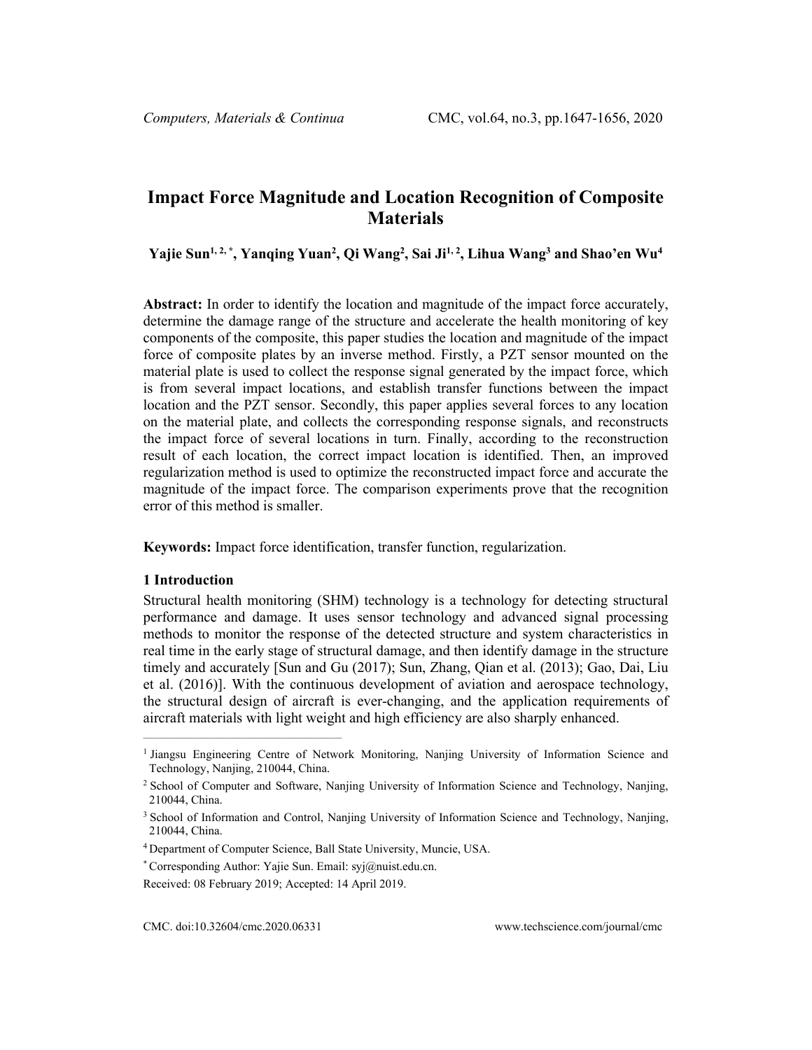# Impact Force Magnitude and Location Recognition of Composite Materials

**Yajie Sun[1, 2, *], Yanqing Yuan[2], Qi Wang[2], Sai Ji[1, 2], Lihua Wang[3] and Shao'en Wu[4]**

**Abstract:** In order to identify the location and magnitude of the impact force accurately, determine the damage range of the structure and accelerate the health monitoring of key components of the composite, this paper studies the location and magnitude of the impact force of composite plates by an inverse method. Firstly, a PZT sensor mounted on the material plate is used to collect the response signal generated by the impact force, which is from several impact locations, and establish transfer functions between the impact location and the PZT sensor. Secondly, this paper applies several forces to any location on the material plate, and collects the corresponding response signals, and reconstructs the impact force of several locations in turn. Finally, according to the reconstruction result of each location, the correct impact location is identified. Then, an improved regularization method is used to optimize the reconstructed impact force and accurate the magnitude of the impact force. The comparison experiments prove that the recognition error of this method is smaller.

**Keywords:** Impact force identification, transfer function, regularization.

## 1 Introduction

Structural health monitoring (SHM) technology is a technology for detecting structural performance and damage. It uses sensor technology and advanced signal processing methods to monitor the response of the detected structure and system characteristics in real time in the early stage of structural damage, and then identify damage in the structure timely and accurately [Sun and Gu (2017); Sun, Zhang, Qian et al. (2013); Gao, Dai, Liu et al. (2016)]. With the continuous development of aviation and aerospace technology, the structural design of aircraft is ever-changing, and the application requirements of aircraft materials with light weight and high efficiency are also sharply enhanced.

---

[1] Jiangsu Engineering Centre of Network Monitoring, Nanjing University of Information Science and Technology, Nanjing, 210044, China.

[2] School of Computer and Software, Nanjing University of Information Science and Technology, Nanjing, 210044, China.

[3] School of Information and Control, Nanjing University of Information Science and Technology, Nanjing, 210044, China.

[4] Department of Computer Science, Ball State University, Muncie, USA.

[*] Corresponding Author: Yajie Sun. Email: syj@nuist.edu.cn.

Received: 08 February 2019; Accepted: 14 April 2019.

CMC. doi:10.32604/cmc.2020.06331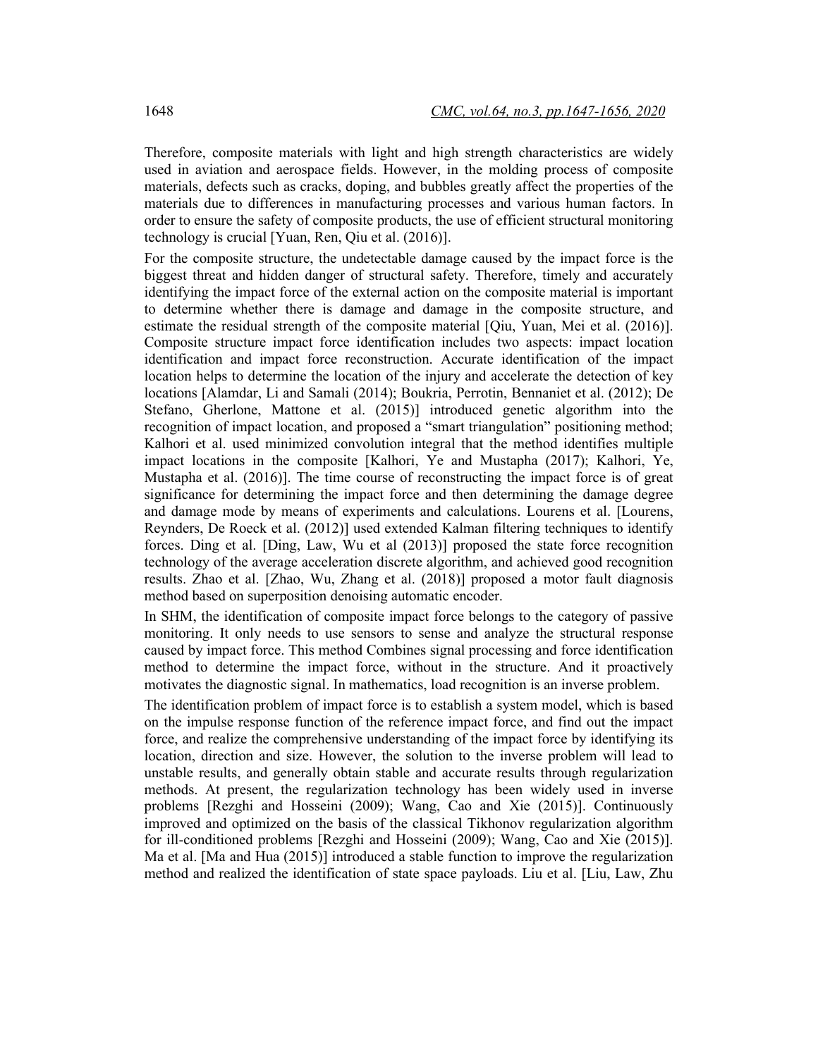Therefore, composite materials with light and high strength characteristics are widely used in aviation and aerospace fields. However, in the molding process of composite materials, defects such as cracks, doping, and bubbles greatly affect the properties of the materials due to differences in manufacturing processes and various human factors. In order to ensure the safety of composite products, the use of efficient structural monitoring technology is crucial [Yuan, Ren, Qiu et al. (2016)].

For the composite structure, the undetectable damage caused by the impact force is the biggest threat and hidden danger of structural safety. Therefore, timely and accurately identifying the impact force of the external action on the composite material is important to determine whether there is damage and damage in the composite structure, and estimate the residual strength of the composite material [Qiu, Yuan, Mei et al. (2016)]. Composite structure impact force identification includes two aspects: impact location identification and impact force reconstruction. Accurate identification of the impact location helps to determine the location of the injury and accelerate the detection of key locations [Alamdar, Li and Samali (2014); Boukria, Perrotin, Bennaniet et al. (2012); De Stefano, Gherlone, Mattone et al. (2015)] introduced genetic algorithm into the recognition of impact location, and proposed a "smart triangulation" positioning method; Kalhori et al. used minimized convolution integral that the method identifies multiple impact locations in the composite [Kalhori, Ye and Mustapha (2017); Kalhori, Ye, Mustapha et al. (2016)]. The time course of reconstructing the impact force is of great significance for determining the impact force and then determining the damage degree and damage mode by means of experiments and calculations. Lourens et al. [Lourens, Reynders, De Roeck et al. (2012)] used extended Kalman filtering techniques to identify forces. Ding et al. [Ding, Law, Wu et al (2013)] proposed the state force recognition technology of the average acceleration discrete algorithm, and achieved good recognition results. Zhao et al. [Zhao, Wu, Zhang et al. (2018)] proposed a motor fault diagnosis method based on superposition denoising automatic encoder.

In SHM, the identification of composite impact force belongs to the category of passive monitoring. It only needs to use sensors to sense and analyze the structural response caused by impact force. This method Combines signal processing and force identification method to determine the impact force, without in the structure. And it proactively motivates the diagnostic signal. In mathematics, load recognition is an inverse problem.

The identification problem of impact force is to establish a system model, which is based on the impulse response function of the reference impact force, and find out the impact force, and realize the comprehensive understanding of the impact force by identifying its location, direction and size. However, the solution to the inverse problem will lead to unstable results, and generally obtain stable and accurate results through regularization methods. At present, the regularization technology has been widely used in inverse problems [Rezghi and Hosseini (2009); Wang, Cao and Xie (2015)]. Continuously improved and optimized on the basis of the classical Tikhonov regularization algorithm for ill-conditioned problems [Rezghi and Hosseini (2009); Wang, Cao and Xie (2015)]. Ma et al. [Ma and Hua (2015)] introduced a stable function to improve the regularization method and realized the identification of state space payloads. Liu et al. [Liu, Law, Zhu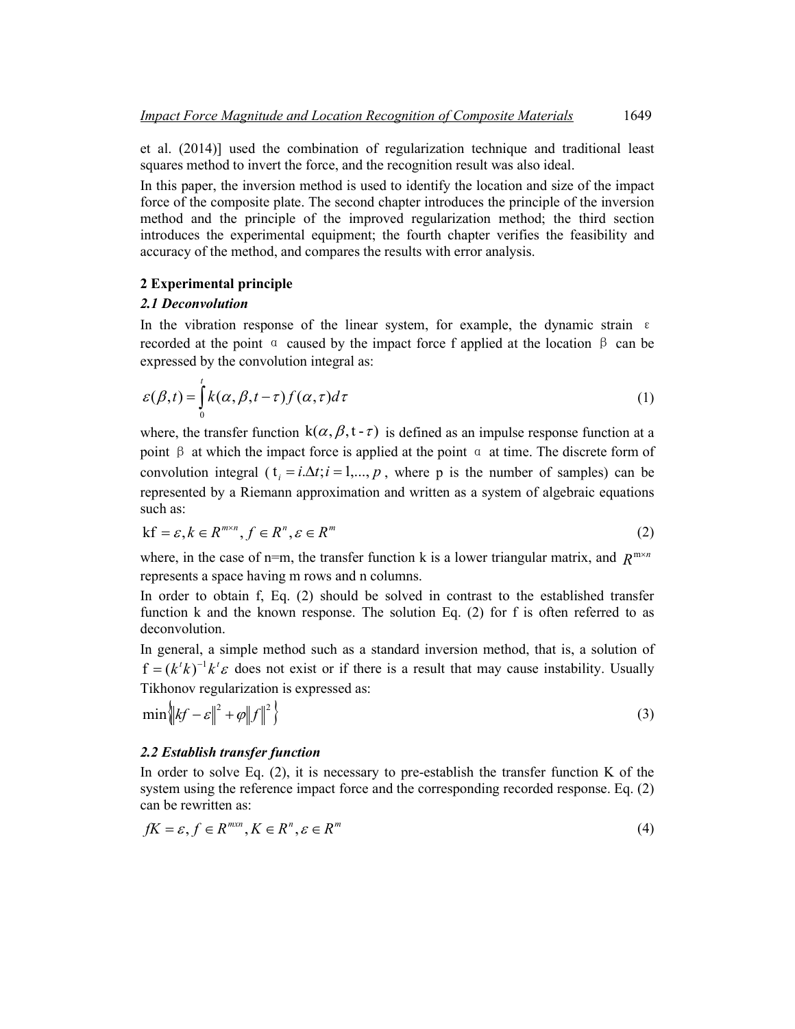et al. (2014)] used the combination of regularization technique and traditional least squares method to invert the force, and the recognition result was also ideal.

In this paper, the inversion method is used to identify the location and size of the impact force of the composite plate. The second chapter introduces the principle of the inversion method and the principle of the improved regularization method; the third section introduces the experimental equipment; the fourth chapter verifies the feasibility and accuracy of the method, and compares the results with error analysis.

## 2 Experimental principle

### *2.1 Deconvolution*

In the vibration response of the linear system, for example, the dynamic strain $\varepsilon$ recorded at the point $\alpha$ caused by the impact force f applied at the location $\beta$ can be expressed by the convolution integral as:

$$\varepsilon(\beta,t)=\int_{0}^{t}k(\alpha,\beta,t-\tau)f(\alpha,\tau)d\tau \tag{1}$$

where, the transfer function $k(\alpha,\beta,t-\tau)$ is defined as an impulse response function at a point $\beta$ at which the impact force is applied at the point $\alpha$ at time. The discrete form of convolution integral ($t_i=i.\Delta t; i=1,...,p$, where p is the number of samples) can be represented by a Riemann approximation and written as a system of algebraic equations such as:

$$\mathrm{kf}=\varepsilon, k\in R^{m\times n}, f\in R^{n}, \varepsilon\in R^{m} \tag{2}$$

where, in the case of n=m, the transfer function k is a lower triangular matrix, and $R^{m\times n}$ represents a space having m rows and n columns.

In order to obtain f, Eq. (2) should be solved in contrast to the established transfer function k and the known response. The solution Eq. (2) for f is often referred to as deconvolution.

In general, a simple method such as a standard inversion method, that is, a solution of $\mathrm{f}=(k^{t}k)^{-1}k^{t}\varepsilon$ does not exist or if there is a result that may cause instability. Usually Tikhonov regularization is expressed as:

$$\min\left\{\|kf-\varepsilon\|^{2}+\varphi\|f\|^{2}\right\} \tag{3}$$

### *2.2 Establish transfer function*

In order to solve Eq. (2), it is necessary to pre-establish the transfer function K of the system using the reference impact force and the corresponding recorded response. Eq. (2) can be rewritten as:

$$fK=\varepsilon, f\in R^{mxn}, K\in R^{n}, \varepsilon\in R^{m} \tag{4}$$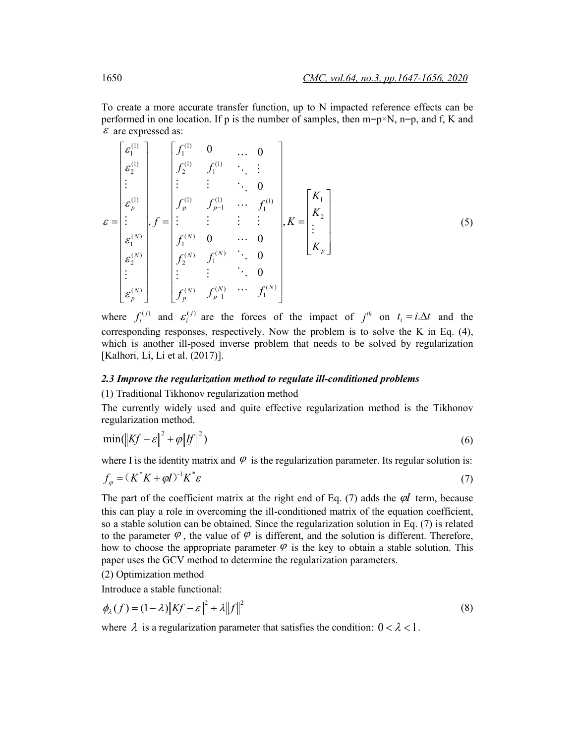To create a more accurate transfer function, up to N impacted reference effects can be performed in one location. If p is the number of samples, then m=p×N, n=p, and f, K and $\varepsilon$ are expressed as:

$$\varepsilon=\begin{bmatrix}\varepsilon_1^{(1)}\\ \varepsilon_2^{(1)}\\ \vdots\\ \varepsilon_p^{(1)}\\ \vdots\\ \varepsilon_1^{(N)}\\ \varepsilon_2^{(N)}\\ \vdots\\ \varepsilon_p^{(N)}\end{bmatrix}, f=\begin{bmatrix}f_1^{(1)} & 0 & \cdots & 0\\ f_2^{(1)} & f_1^{(1)} & \ddots & \vdots\\ \vdots & \vdots & \ddots & 0\\ f_p^{(1)} & f_{p-1}^{(1)} & \cdots & f_1^{(1)}\\ \vdots & \vdots & \vdots & \vdots\\ f_1^{(N)} & 0 & \cdots & 0\\ f_2^{(N)} & f_1^{(N)} & \ddots & 0\\ \vdots & \vdots & \ddots & 0\\ f_p^{(N)} & f_{p-1}^{(N)} & \cdots & f_1^{(N)}\end{bmatrix}, K=\begin{bmatrix}K_1\\ K_2\\ \vdots\\ K_p\end{bmatrix} \tag{5}$$

where $f_i^{(j)}$ and $\varepsilon_i^{(j)}$ are the forces of the impact of $j^{th}$ on $t_i=i.\Delta t$ and the corresponding responses, respectively. Now the problem is to solve the K in Eq. (4), which is another ill-posed inverse problem that needs to be solved by regularization [Kalhori, Li, Li et al. (2017)].

### *2.3 Improve the regularization method to regulate ill-conditioned problems*

(1) Traditional Tikhonov regularization method

The currently widely used and quite effective regularization method is the Tikhonov regularization method.

$$\min(\|Kf-\varepsilon\|^2+\varphi\|If\|^2) \tag{6}$$

where I is the identity matrix and $\varphi$ is the regularization parameter. Its regular solution is:

$$f_\varphi=(K^*K+\varphi I)^{-1}K^*\varepsilon \tag{7}$$

The part of the coefficient matrix at the right end of Eq. (7) adds the $\varphi I$ term, because this can play a role in overcoming the ill-conditioned matrix of the equation coefficient, so a stable solution can be obtained. Since the regularization solution in Eq. (7) is related to the parameter $\varphi$, the value of $\varphi$ is different, and the solution is different. Therefore, how to choose the appropriate parameter $\varphi$ is the key to obtain a stable solution. This paper uses the GCV method to determine the regularization parameters.

(2) Optimization method

Introduce a stable functional:

$$\phi_\lambda(f)=(1-\lambda)\|Kf-\varepsilon\|^2+\lambda\|f\|^2 \tag{8}$$

where $\lambda$ is a regularization parameter that satisfies the condition: $0<\lambda<1$.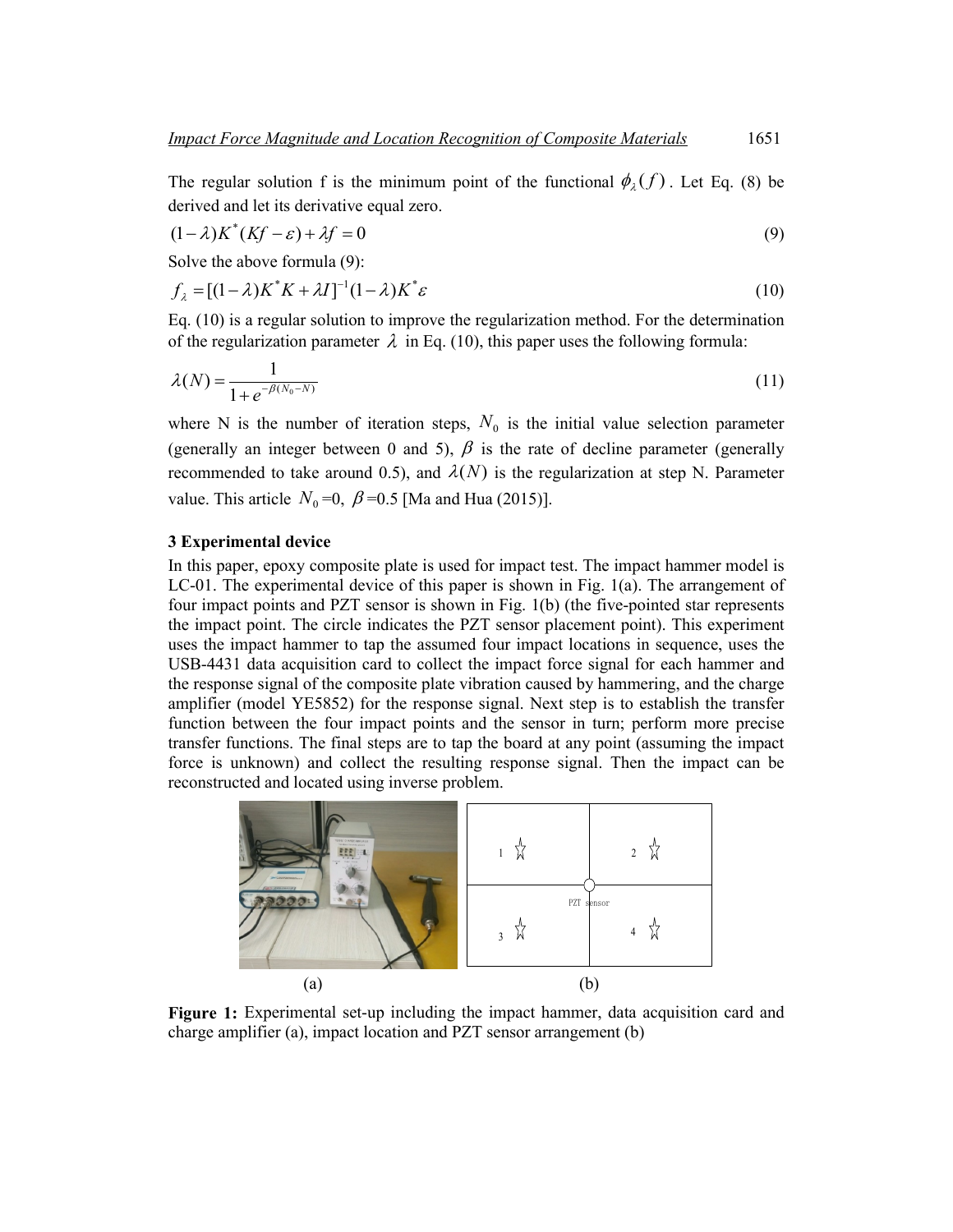The regular solution f is the minimum point of the functional $\phi_\lambda(f)$. Let Eq. (8) be derived and let its derivative equal zero.

$$(1-\lambda)K^*(Kf-\varepsilon)+\lambda f=0 \tag{9}$$

Solve the above formula (9):

$$f_\lambda=[(1-\lambda)K^*K+\lambda I]^{-1}(1-\lambda)K^*\varepsilon \tag{10}$$

Eq. (10) is a regular solution to improve the regularization method. For the determination of the regularization parameter $\lambda$ in Eq. (10), this paper uses the following formula:

$$\lambda(N)=\frac{1}{1+e^{-\beta(N_0-N)}} \tag{11}$$

where N is the number of iteration steps, $N_0$ is the initial value selection parameter (generally an integer between 0 and 5), $\beta$ is the rate of decline parameter (generally recommended to take around 0.5), and $\lambda(N)$ is the regularization at step N. Parameter value. This article $N_0$=0, $\beta$=0.5 [Ma and Hua (2015)].

## 3 Experimental device

In this paper, epoxy composite plate is used for impact test. The impact hammer model is LC-01. The experimental device of this paper is shown in Fig. 1(a). The arrangement of four impact points and PZT sensor is shown in Fig. 1(b) (the five-pointed star represents the impact point. The circle indicates the PZT sensor placement point). This experiment uses the impact hammer to tap the assumed four impact locations in sequence, uses the USB-4431 data acquisition card to collect the impact force signal for each hammer and the response signal of the composite plate vibration caused by hammering, and the charge amplifier (model YE5852) for the response signal. Next step is to establish the transfer function between the four impact points and the sensor in turn; perform more precise transfer functions. The final steps are to tap the board at any point (assuming the impact force is unknown) and collect the resulting response signal. Then the impact can be reconstructed and located using inverse problem.

(a) (b)

**Figure 1:** Experimental set-up including the impact hammer, data acquisition card and charge amplifier (a), impact location and PZT sensor arrangement (b)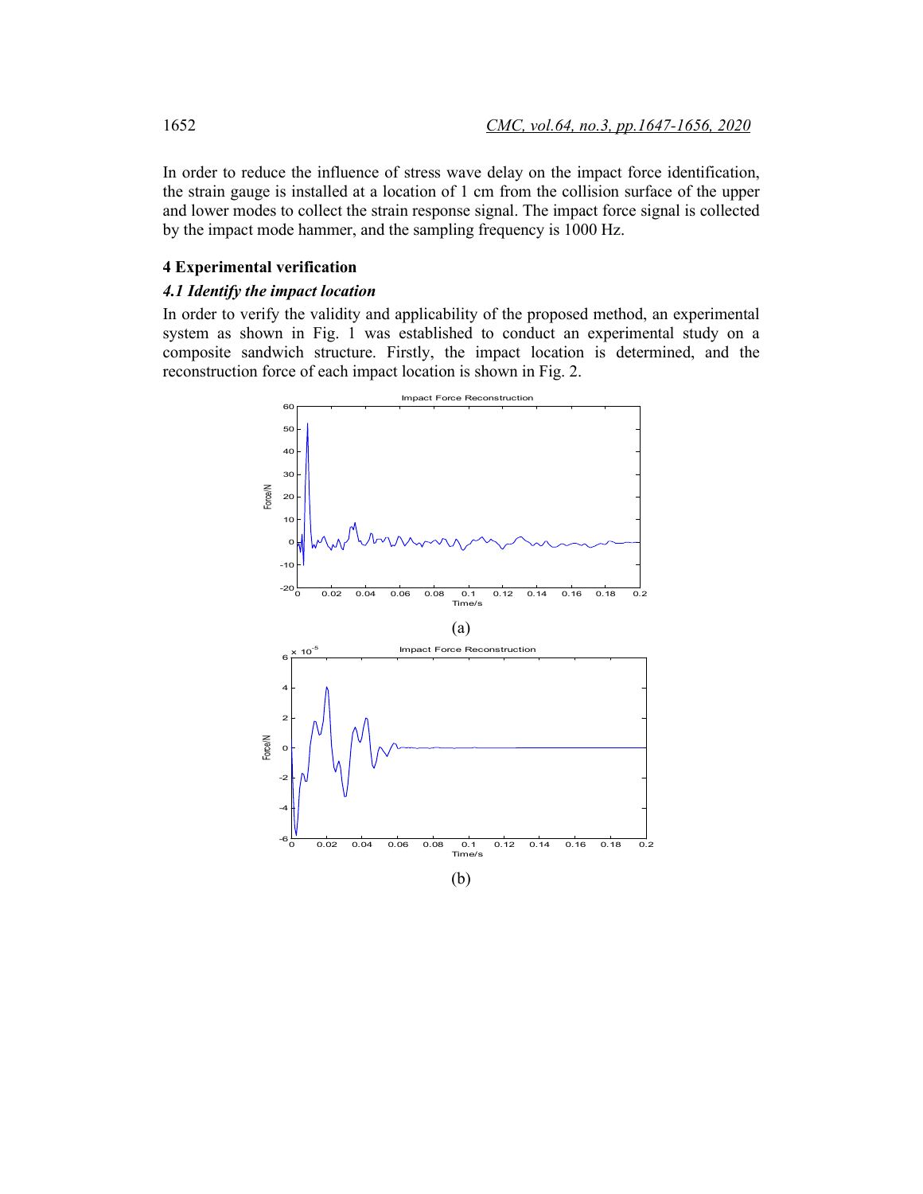In order to reduce the influence of stress wave delay on the impact force identification, the strain gauge is installed at a location of 1 cm from the collision surface of the upper and lower modes to collect the strain response signal. The impact force signal is collected by the impact mode hammer, and the sampling frequency is 1000 Hz.

## 4 Experimental verification

### *4.1 Identify the impact location*

In order to verify the validity and applicability of the proposed method, an experimental system as shown in Fig. 1 was established to conduct an experimental study on a composite sandwich structure. Firstly, the impact location is determined, and the reconstruction force of each impact location is shown in Fig. 2.

(a)

(b)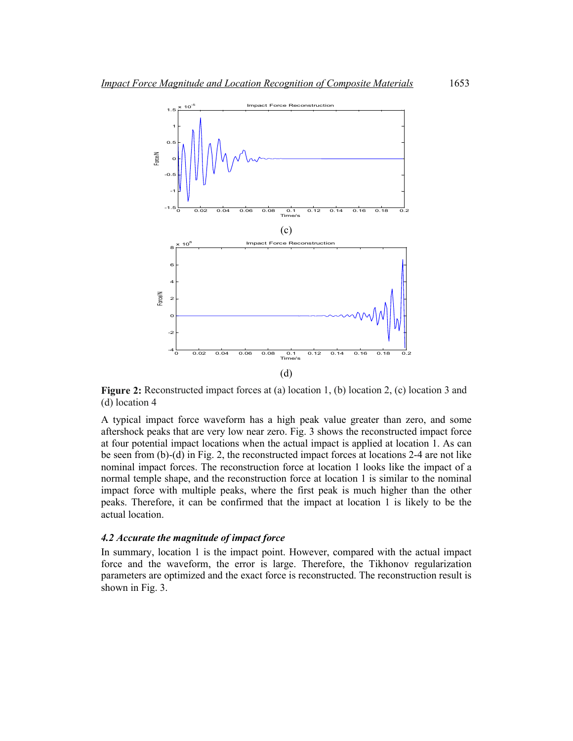(c)

(d)

**Figure 2:** Reconstructed impact forces at (a) location 1, (b) location 2, (c) location 3 and (d) location 4

A typical impact force waveform has a high peak value greater than zero, and some aftershock peaks that are very low near zero. Fig. 3 shows the reconstructed impact force at four potential impact locations when the actual impact is applied at location 1. As can be seen from (b)-(d) in Fig. 2, the reconstructed impact forces at locations 2-4 are not like nominal impact forces. The reconstruction force at location 1 looks like the impact of a normal temple shape, and the reconstruction force at location 1 is similar to the nominal impact force with multiple peaks, where the first peak is much higher than the other peaks. Therefore, it can be confirmed that the impact at location 1 is likely to be the actual location.

### *4.2 Accurate the magnitude of impact force*

In summary, location 1 is the impact point. However, compared with the actual impact force and the waveform, the error is large. Therefore, the Tikhonov regularization parameters are optimized and the exact force is reconstructed. The reconstruction result is shown in Fig. 3.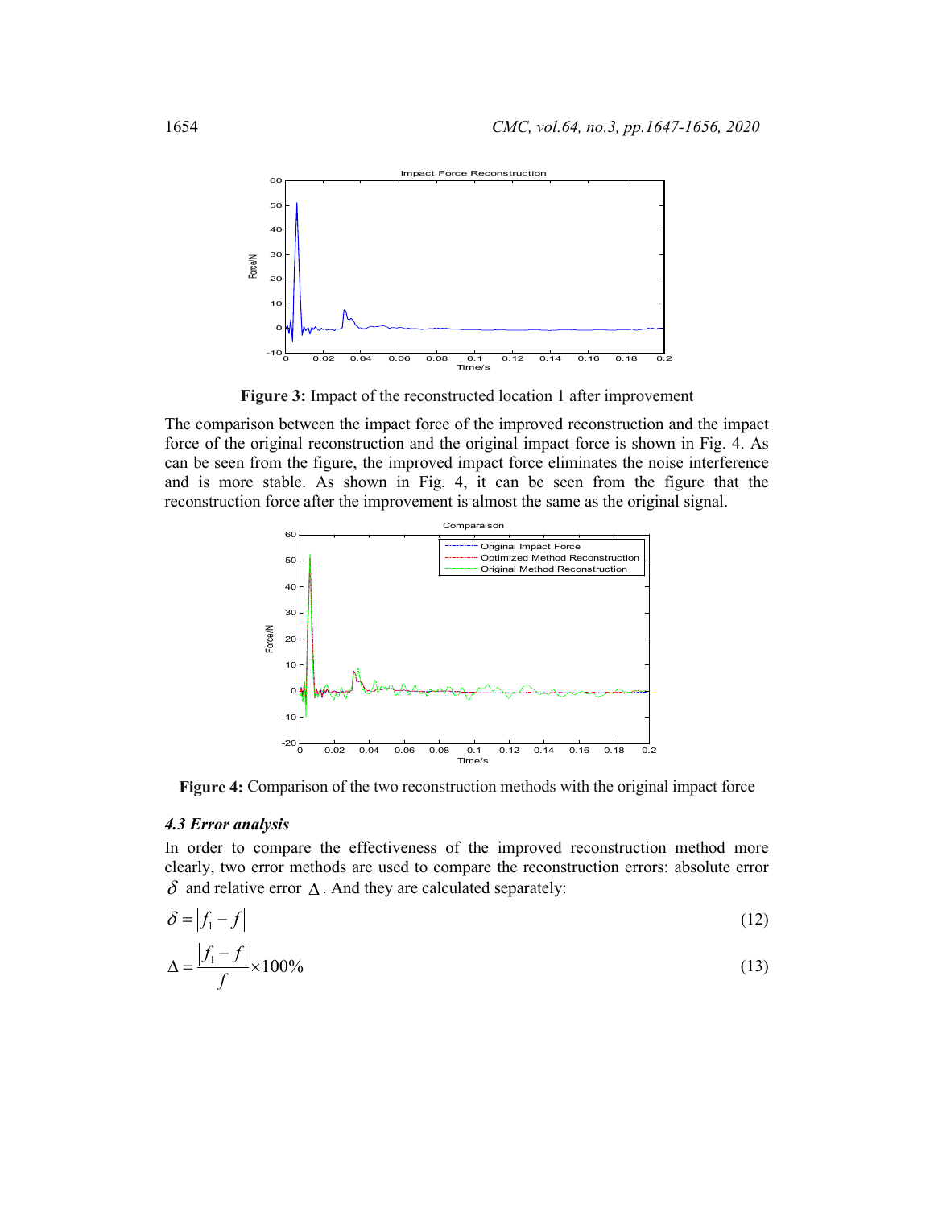**Figure 3:** Impact of the reconstructed location 1 after improvement

The comparison between the impact force of the improved reconstruction and the impact force of the original reconstruction and the original impact force is shown in Fig. 4. As can be seen from the figure, the improved impact force eliminates the noise interference and is more stable. As shown in Fig. 4, it can be seen from the figure that the reconstruction force after the improvement is almost the same as the original signal.

**Figure 4:** Comparison of the two reconstruction methods with the original impact force

### *4.3 Error analysis*

In order to compare the effectiveness of the improved reconstruction method more clearly, two error methods are used to compare the reconstruction errors: absolute error $\delta$ and relative error $\Delta$. And they are calculated separately:

$$\delta = \left| f_1 - f \right| \tag{12}$$

$$\Delta = \frac{\left| f_1 - f \right|}{f} \times 100\% \tag{13}$$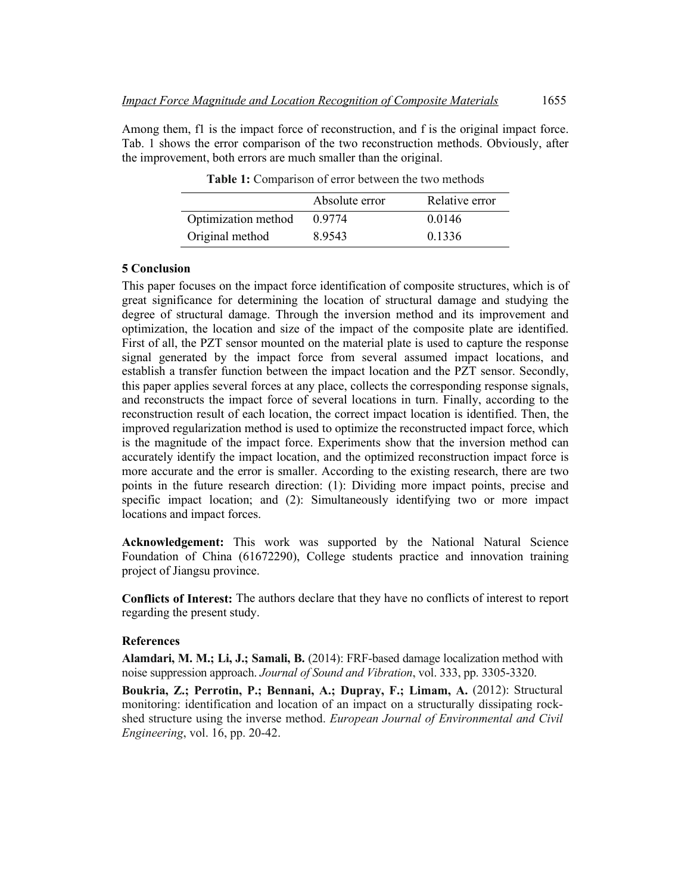Among them, f1 is the impact force of reconstruction, and f is the original impact force. Tab. 1 shows the error comparison of the two reconstruction methods. Obviously, after the improvement, both errors are much smaller than the original.

**Table 1:** Comparison of error between the two methods

| | Absolute error | Relative error |
|---|---|---|
| Optimization method | 0.9774 | 0.0146 |
| Original method | 8.9543 | 0.1336 |

## 5 Conclusion

This paper focuses on the impact force identification of composite structures, which is of great significance for determining the location of structural damage and studying the degree of structural damage. Through the inversion method and its improvement and optimization, the location and size of the impact of the composite plate are identified. First of all, the PZT sensor mounted on the material plate is used to capture the response signal generated by the impact force from several assumed impact locations, and establish a transfer function between the impact location and the PZT sensor. Secondly, this paper applies several forces at any place, collects the corresponding response signals, and reconstructs the impact force of several locations in turn. Finally, according to the reconstruction result of each location, the correct impact location is identified. Then, the improved regularization method is used to optimize the reconstructed impact force, which is the magnitude of the impact force. Experiments show that the inversion method can accurately identify the impact location, and the optimized reconstruction impact force is more accurate and the error is smaller. According to the existing research, there are two points in the future research direction: (1): Dividing more impact points, precise and specific impact location; and (2): Simultaneously identifying two or more impact locations and impact forces.

**Acknowledgement:** This work was supported by the National Natural Science Foundation of China (61672290), College students practice and innovation training project of Jiangsu province.

**Conflicts of Interest:** The authors declare that they have no conflicts of interest to report regarding the present study.

## References

**Alamdari, M. M.; Li, J.; Samali, B.** (2014): FRF-based damage localization method with noise suppression approach. *Journal of Sound and Vibration*, vol. 333, pp. 3305-3320.

**Boukria, Z.; Perrotin, P.; Bennani, A.; Dupray, F.; Limam, A.** (2012): Structural monitoring: identification and location of an impact on a structurally dissipating rock-shed structure using the inverse method. *European Journal of Environmental and Civil Engineering*, vol. 16, pp. 20-42.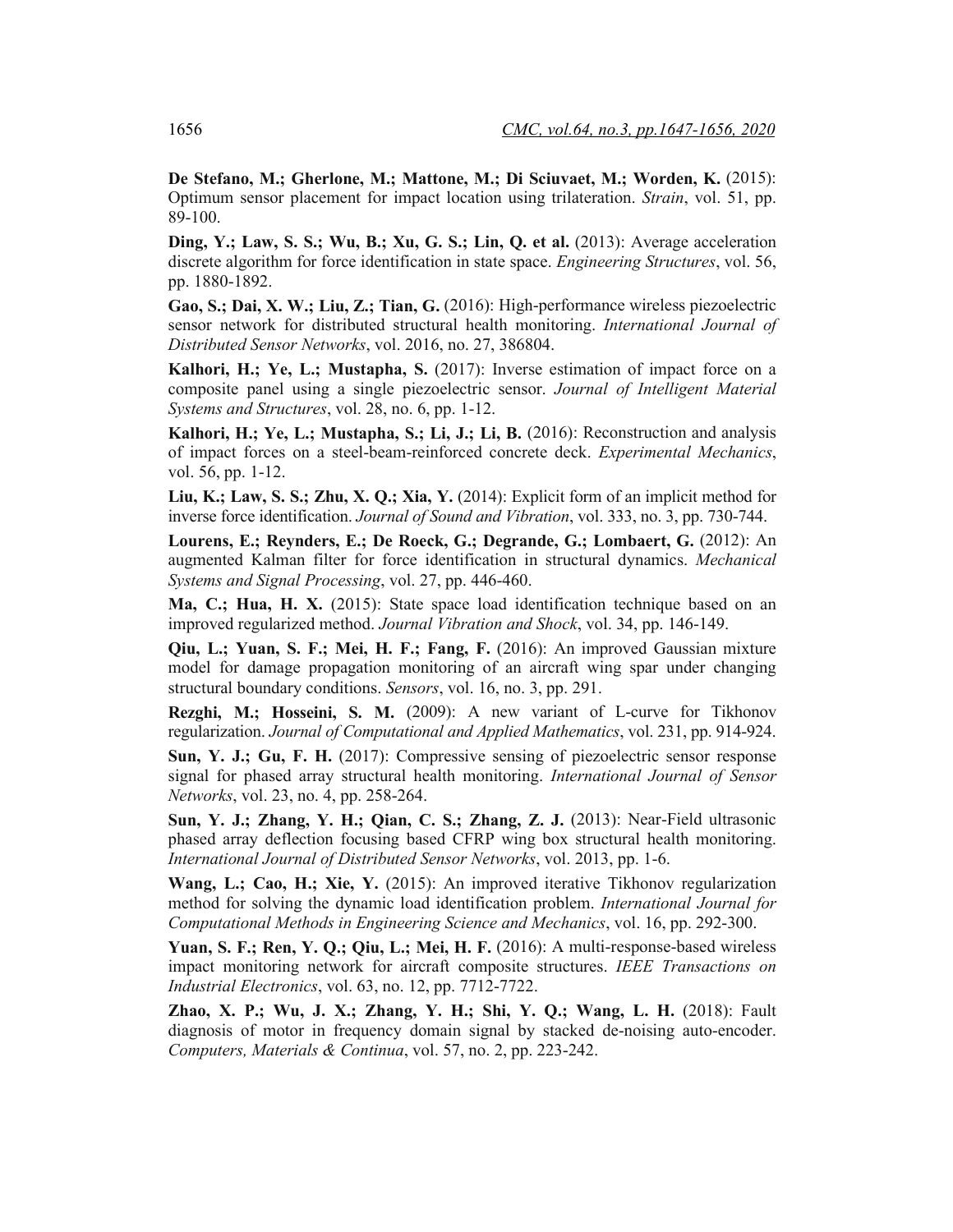**De Stefano, M.; Gherlone, M.; Mattone, M.; Di Sciuvaet, M.; Worden, K.** (2015): Optimum sensor placement for impact location using trilateration. *Strain*, vol. 51, pp. 89-100.

**Ding, Y.; Law, S. S.; Wu, B.; Xu, G. S.; Lin, Q. et al.** (2013): Average acceleration discrete algorithm for force identification in state space. *Engineering Structures*, vol. 56, pp. 1880-1892.

**Gao, S.; Dai, X. W.; Liu, Z.; Tian, G.** (2016): High-performance wireless piezoelectric sensor network for distributed structural health monitoring. *International Journal of Distributed Sensor Networks*, vol. 2016, no. 27, 386804.

**Kalhori, H.; Ye, L.; Mustapha, S.** (2017): Inverse estimation of impact force on a composite panel using a single piezoelectric sensor. *Journal of Intelligent Material Systems and Structures*, vol. 28, no. 6, pp. 1-12.

**Kalhori, H.; Ye, L.; Mustapha, S.; Li, J.; Li, B.** (2016): Reconstruction and analysis of impact forces on a steel-beam-reinforced concrete deck. *Experimental Mechanics*, vol. 56, pp. 1-12.

**Liu, K.; Law, S. S.; Zhu, X. Q.; Xia, Y.** (2014): Explicit form of an implicit method for inverse force identification. *Journal of Sound and Vibration*, vol. 333, no. 3, pp. 730-744.

**Lourens, E.; Reynders, E.; De Roeck, G.; Degrande, G.; Lombaert, G.** (2012): An augmented Kalman filter for force identification in structural dynamics. *Mechanical Systems and Signal Processing*, vol. 27, pp. 446-460.

**Ma, C.; Hua, H. X.** (2015): State space load identification technique based on an improved regularized method. *Journal Vibration and Shock*, vol. 34, pp. 146-149.

**Qiu, L.; Yuan, S. F.; Mei, H. F.; Fang, F.** (2016): An improved Gaussian mixture model for damage propagation monitoring of an aircraft wing spar under changing structural boundary conditions. *Sensors*, vol. 16, no. 3, pp. 291.

**Rezghi, M.; Hosseini, S. M.** (2009): A new variant of L-curve for Tikhonov regularization. *Journal of Computational and Applied Mathematics*, vol. 231, pp. 914-924.

**Sun, Y. J.; Gu, F. H.** (2017): Compressive sensing of piezoelectric sensor response signal for phased array structural health monitoring. *International Journal of Sensor Networks*, vol. 23, no. 4, pp. 258-264.

**Sun, Y. J.; Zhang, Y. H.; Qian, C. S.; Zhang, Z. J.** (2013): Near-Field ultrasonic phased array deflection focusing based CFRP wing box structural health monitoring. *International Journal of Distributed Sensor Networks*, vol. 2013, pp. 1-6.

**Wang, L.; Cao, H.; Xie, Y.** (2015): An improved iterative Tikhonov regularization method for solving the dynamic load identification problem. *International Journal for Computational Methods in Engineering Science and Mechanics*, vol. 16, pp. 292-300.

**Yuan, S. F.; Ren, Y. Q.; Qiu, L.; Mei, H. F.** (2016): A multi-response-based wireless impact monitoring network for aircraft composite structures. *IEEE Transactions on Industrial Electronics*, vol. 63, no. 12, pp. 7712-7722.

**Zhao, X. P.; Wu, J. X.; Zhang, Y. H.; Shi, Y. Q.; Wang, L. H.** (2018): Fault diagnosis of motor in frequency domain signal by stacked de-noising auto-encoder. *Computers, Materials & Continua*, vol. 57, no. 2, pp. 223-242.